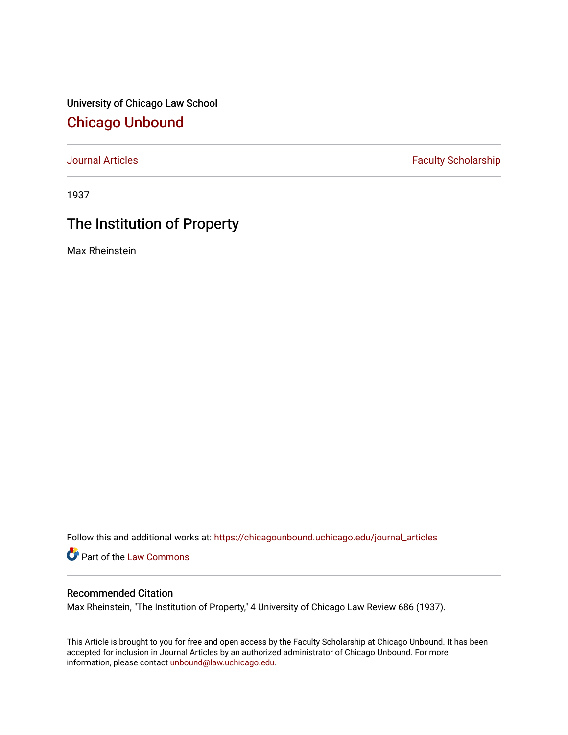University of Chicago Law School

## Chicago Unbound

Journal Articles | Faculty Scholarship

1937

# The Institution of Property

Max Rheinstein

Follow this and additional works at: https://chicagounbound.uchicago.edu/journal_articles

Part of the Law Commons

### Recommended Citation

Max Rheinstein, "The Institution of Property," 4 University of Chicago Law Review 686 (1937).

This Article is brought to you for free and open access by the Faculty Scholarship at Chicago Unbound. It has been accepted for inclusion in Journal Articles by an authorized administrator of Chicago Unbound. For more information, please contact unbound@law.uchicago.edu.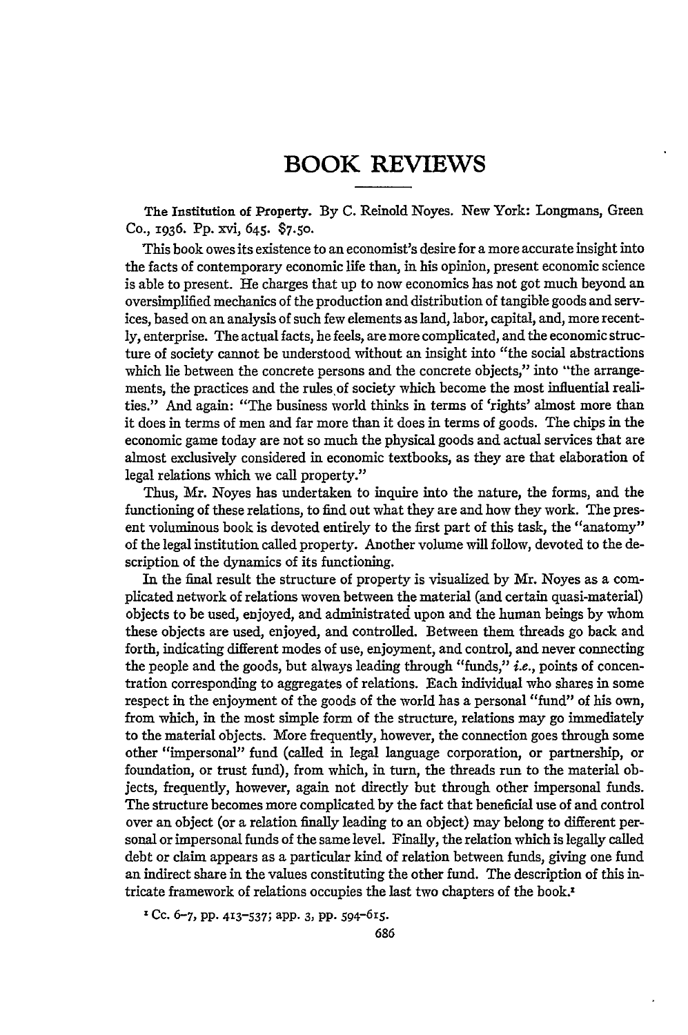# BOOK REVIEWS

**The Institution of Property.** By C. Reinold Noyes. New York: Longmans, Green Co., 1936. Pp. xvi, 645. $7.50.

This book owes its existence to an economist's desire for a more accurate insight into the facts of contemporary economic life than, in his opinion, present economic science is able to present. He charges that up to now economics has not got much beyond an oversimplified mechanics of the production and distribution of tangible goods and services, based on an analysis of such few elements as land, labor, capital, and, more recently, enterprise. The actual facts, he feels, are more complicated, and the economic structure of society cannot be understood without an insight into "the social abstractions which lie between the concrete persons and the concrete objects," into "the arrangements, the practices and the rules of society which become the most influential realities." And again: "The business world thinks in terms of 'rights' almost more than it does in terms of men and far more than it does in terms of goods. The chips in the economic game today are not so much the physical goods and actual services that are almost exclusively considered in economic textbooks, as they are that elaboration of legal relations which we call property."

Thus, Mr. Noyes has undertaken to inquire into the nature, the forms, and the functioning of these relations, to find out what they are and how they work. The present voluminous book is devoted entirely to the first part of this task, the "anatomy" of the legal institution called property. Another volume will follow, devoted to the description of the dynamics of its functioning.

In the final result the structure of property is visualized by Mr. Noyes as a complicated network of relations woven between the material (and certain quasi-material) objects to be used, enjoyed, and administrated upon and the human beings by whom these objects are used, enjoyed, and controlled. Between them threads go back and forth, indicating different modes of use, enjoyment, and control, and never connecting the people and the goods, but always leading through "funds," *i.e.*, points of concentration corresponding to aggregates of relations. Each individual who shares in some respect in the enjoyment of the goods of the world has a personal "fund" of his own, from which, in the most simple form of the structure, relations may go immediately to the material objects. More frequently, however, the connection goes through some other "impersonal" fund (called in legal language corporation, or partnership, or foundation, or trust fund), from which, in turn, the threads run to the material objects, frequently, however, again not directly but through other impersonal funds. The structure becomes more complicated by the fact that beneficial use of and control over an object (or a relation finally leading to an object) may belong to different personal or impersonal funds of the same level. Finally, the relation which is legally called debt or claim appears as a particular kind of relation between funds, giving one fund an indirect share in the values constituting the other fund. The description of this intricate framework of relations occupies the last two chapters of the book.[1]

[1] Cc. 6–7, pp. 413–537; app. 3, pp. 594–615.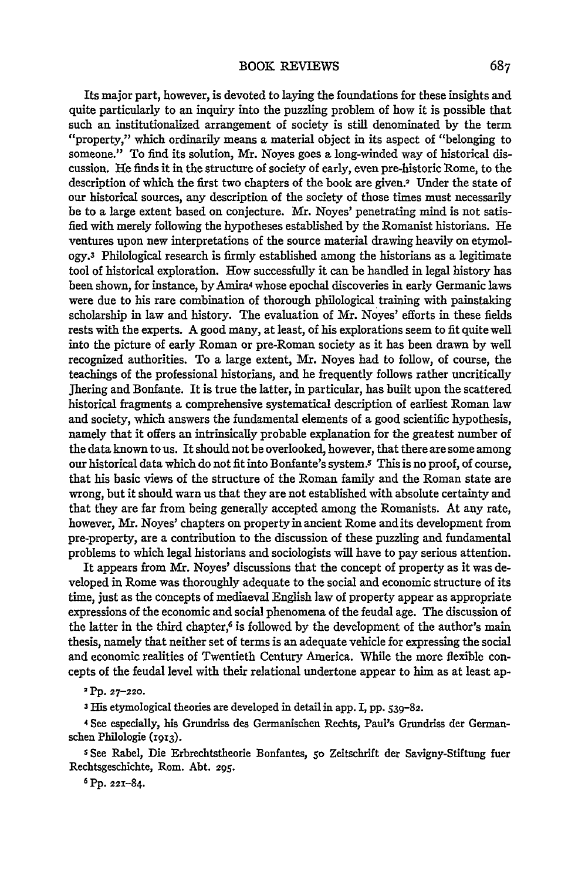Its major part, however, is devoted to laying the foundations for these insights and quite particularly to an inquiry into the puzzling problem of how it is possible that such an institutionalized arrangement of society is still denominated by the term "property," which ordinarily means a material object in its aspect of "belonging to someone." To find its solution, Mr. Noyes goes a long-winded way of historical discussion. He finds it in the structure of society of early, even pre-historic Rome, to the description of which the first two chapters of the book are given.[2] Under the state of our historical sources, any description of the society of those times must necessarily be to a large extent based on conjecture. Mr. Noyes' penetrating mind is not satisfied with merely following the hypotheses established by the Romanist historians. He ventures upon new interpretations of the source material drawing heavily on etymology.[3] Philological research is firmly established among the historians as a legitimate tool of historical exploration. How successfully it can be handled in legal history has been shown, for instance, by Amira[4] whose epochal discoveries in early Germanic laws were due to his rare combination of thorough philological training with painstaking scholarship in law and history. The evaluation of Mr. Noyes' efforts in these fields rests with the experts. A good many, at least, of his explorations seem to fit quite well into the picture of early Roman or pre-Roman society as it has been drawn by well recognized authorities. To a large extent, Mr. Noyes had to follow, of course, the teachings of the professional historians, and he frequently follows rather uncritically Jhering and Bonfante. It is true the latter, in particular, has built upon the scattered historical fragments a comprehensive systematical description of earliest Roman law and society, which answers the fundamental elements of a good scientific hypothesis, namely that it offers an intrinsically probable explanation for the greatest number of the data known to us. It should not be overlooked, however, that there are some among our historical data which do not fit into Bonfante's system.[5] This is no proof, of course, that his basic views of the structure of the Roman family and the Roman state are wrong, but it should warn us that they are not established with absolute certainty and that they are far from being generally accepted among the Romanists. At any rate, however, Mr. Noyes' chapters on property in ancient Rome and its development from pre-property, are a contribution to the discussion of these puzzling and fundamental problems to which legal historians and sociologists will have to pay serious attention.

It appears from Mr. Noyes' discussions that the concept of property as it was developed in Rome was thoroughly adequate to the social and economic structure of its time, just as the concepts of mediaeval English law of property appear as appropriate expressions of the economic and social phenomena of the feudal age. The discussion of the latter in the third chapter,[6] is followed by the development of the author's main thesis, namely that neither set of terms is an adequate vehicle for expressing the social and economic realities of Twentieth Century America. While the more flexible concepts of the feudal level with their relational undertone appear to him as at least ap-

[2] Pp. 27–220.

[3] His etymological theories are developed in detail in app. I, pp. 539–82.

[4] See especially, his Grundriss des Germanischen Rechts, Paul's Grundriss der Germanschen Philologie (1913).

[5] See Rabel, Die Erbrechtstheorie Bonfantes, 50 Zeitschrift der Savigny-Stiftung fuer Rechtsgeschichte, Rom. Abt. 295.

[6] Pp. 221–84.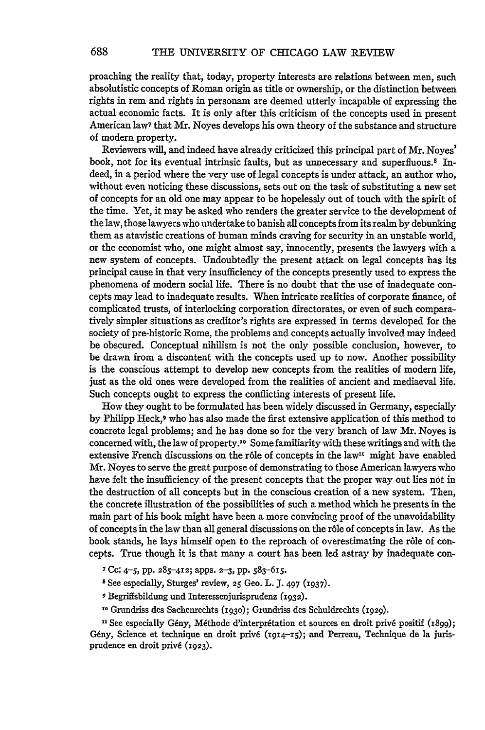proaching the reality that, today, property interests are relations between men, such absolutistic concepts of Roman origin as title or ownership, or the distinction between rights in rem and rights in personam are deemed utterly incapable of expressing the actual economic facts. It is only after this criticism of the concepts used in present American law[7] that Mr. Noyes develops his own theory of the substance and structure of modern property.

Reviewers will, and indeed have already criticized this principal part of Mr. Noyes' book, not for its eventual intrinsic faults, but as unnecessary and superfluous.[8] Indeed, in a period where the very use of legal concepts is under attack, an author who, without even noticing these discussions, sets out on the task of substituting a new set of concepts for an old one may appear to be hopelessly out of touch with the spirit of the time. Yet, it may be asked who renders the greater service to the development of the law, those lawyers who undertake to banish all concepts from its realm by debunking them as atavistic creations of human minds craving for security in an unstable world, or the economist who, one might almost say, innocently, presents the lawyers with a new system of concepts. Undoubtedly the present attack on legal concepts has its principal cause in that very insufficiency of the concepts presently used to express the phenomena of modern social life. There is no doubt that the use of inadequate concepts may lead to inadequate results. When intricate realities of corporate finance, of complicated trusts, of interlocking corporation directorates, or even of such comparatively simpler situations as creditor's rights are expressed in terms developed for the society of pre-historic Rome, the problems and concepts actually involved may indeed be obscured. Conceptual nihilism is not the only possible conclusion, however, to be drawn from a discontent with the concepts used up to now. Another possibility is the conscious attempt to develop new concepts from the realities of modern life, just as the old ones were developed from the realities of ancient and mediaeval life. Such concepts ought to express the conflicting interests of present life.

How they ought to be formulated has been widely discussed in Germany, especially by Philipp Heck,[9] who has also made the first extensive application of this method to concrete legal problems; and he has done so for the very branch of law Mr. Noyes is concerned with, the law of property.[10] Some familiarity with these writings and with the extensive French discussions on the rôle of concepts in the law[11] might have enabled Mr. Noyes to serve the great purpose of demonstrating to those American lawyers who have felt the insufficiency of the present concepts that the proper way out lies not in the destruction of all concepts but in the conscious creation of a new system. Then, the concrete illustration of the possibilities of such a method which he presents in the main part of his book might have been a more convincing proof of the unavoidability of concepts in the law than all general discussions on the rôle of concepts in law. As the book stands, he lays himself open to the reproach of overestimating the rôle of concepts. True though it is that many a court has been led astray by inadequate con-

[7] Cc: 4–5, pp. 285–412; apps. 2–3, pp. 583–615.

[8] See especially, Sturges' review, 25 Geo. L. J. 497 (1937).

[9] Begriffsbildung und Interessenjurisprudenz (1932).

[10] Grundriss des Sachenrechts (1930); Grundriss des Schuldrechts (1929).

[11] See especially Gény, Méthode d'interprétation et sources en droit privé positif (1899); Gény, Science et technique en droit privé (1914–15); and Perreau, Technique de la jurisprudence en droit privé (1923).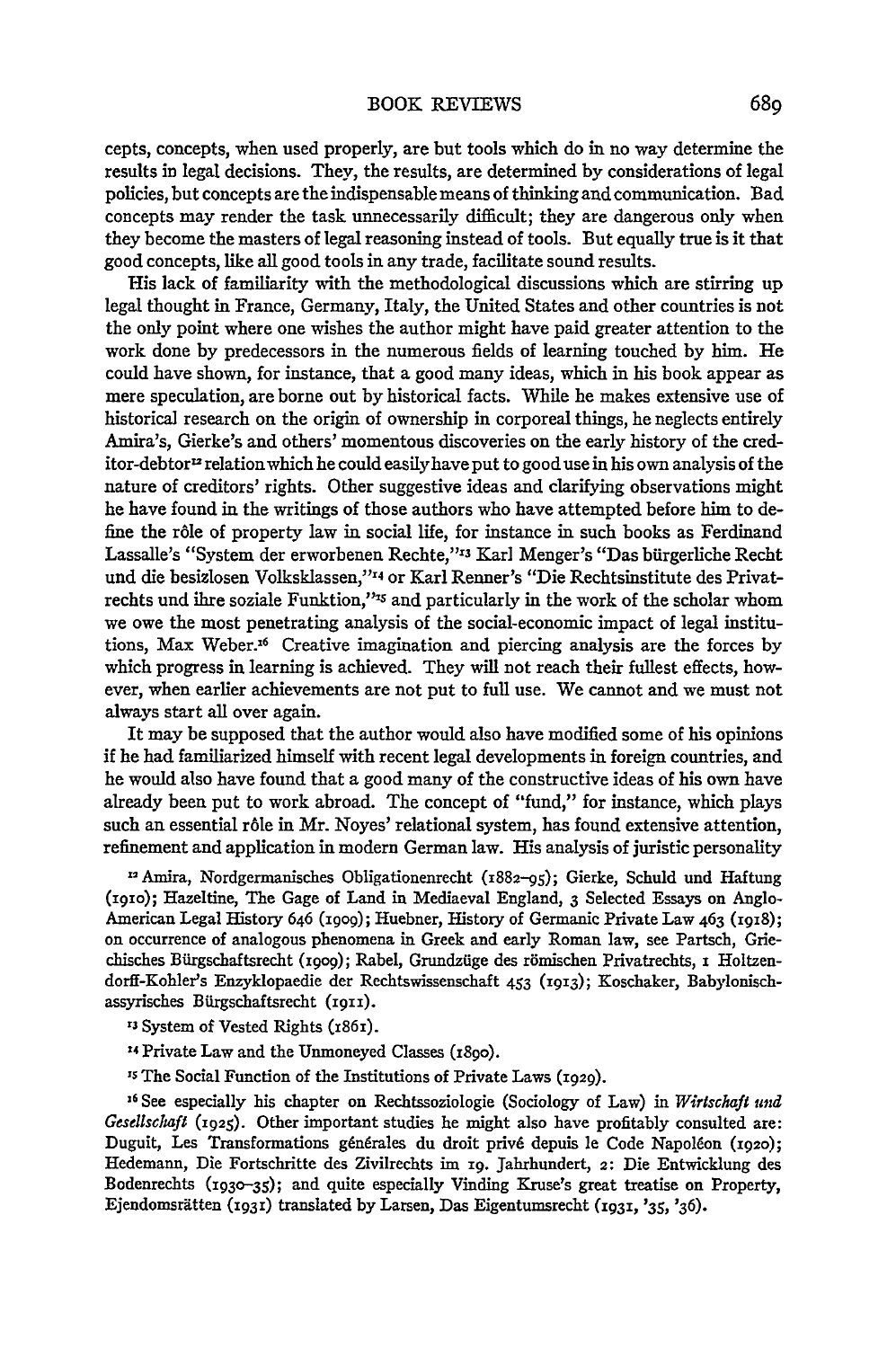cepts, concepts, when used properly, are but tools which do in no way determine the results in legal decisions. They, the results, are determined by considerations of legal policies, but concepts are the indispensable means of thinking and communication. Bad concepts may render the task unnecessarily difficult; they are dangerous only when they become the masters of legal reasoning instead of tools. But equally true is it that good concepts, like all good tools in any trade, facilitate sound results.

His lack of familiarity with the methodological discussions which are stirring up legal thought in France, Germany, Italy, the United States and other countries is not the only point where one wishes the author might have paid greater attention to the work done by predecessors in the numerous fields of learning touched by him. He could have shown, for instance, that a good many ideas, which in his book appear as mere speculation, are borne out by historical facts. While he makes extensive use of historical research on the origin of ownership in corporeal things, he neglects entirely Amira's, Gierke's and others' momentous discoveries on the early history of the creditor-debtor[12] relation which he could easily have put to good use in his own analysis of the nature of creditors' rights. Other suggestive ideas and clarifying observations might he have found in the writings of those authors who have attempted before him to define the rôle of property law in social life, for instance in such books as Ferdinand Lassalle's "System der erworbenen Rechte,"[13] Karl Menger's "Das bürgerliche Recht und die besizlosen Volksklassen,"[14] or Karl Renner's "Die Rechtsinstitute des Privatrechts und ihre soziale Funktion,"[15] and particularly in the work of the scholar whom we owe the most penetrating analysis of the social-economic impact of legal institutions, Max Weber.[16] Creative imagination and piercing analysis are the forces by which progress in learning is achieved. They will not reach their fullest effects, however, when earlier achievements are not put to full use. We cannot and we must not always start all over again.

It may be supposed that the author would also have modified some of his opinions if he had familiarized himself with recent legal developments in foreign countries, and he would also have found that a good many of the constructive ideas of his own have already been put to work abroad. The concept of "fund," for instance, which plays such an essential rôle in Mr. Noyes' relational system, has found extensive attention, refinement and application in modern German law. His analysis of juristic personality

[12] Amira, Nordgermanisches Obligationenrecht (1882–95); Gierke, Schuld und Haftung (1910); Hazeltine, The Gage of Land in Mediaeval England, 3 Selected Essays on Anglo-American Legal History 646 (1909); Huebner, History of Germanic Private Law 463 (1918); on occurrence of analogous phenomena in Greek and early Roman law, see Partsch, Griechisches Bürgschaftsrecht (1909); Rabel, Grundzüge des römischen Privatrechts, 1 Holtzendorff-Kohler's Enzyklopaedie der Rechtswissenschaft 453 (1913); Koschaker, Babylonisch-assyrisches Bürgschaftsrecht (1911).

[13] System of Vested Rights (1861).

[14] Private Law and the Unmoneyed Classes (1890).

[15] The Social Function of the Institutions of Private Laws (1929).

[16] See especially his chapter on Rechtssoziologie (Sociology of Law) in *Wirtschaft und Gesellschaft* (1925). Other important studies he might also have profitably consulted are: Duguit, Les Transformations générales du droit privé depuis le Code Napoléon (1920); Hedemann, Die Fortschritte des Zivilrechts im 19. Jahrhundert, 2: Die Entwicklung des Bodenrechts (1930–35); and quite especially Vinding Kruse's great treatise on Property, Ejendomsrätten (1931) translated by Larsen, Das Eigentumsrecht (1931, '35, '36).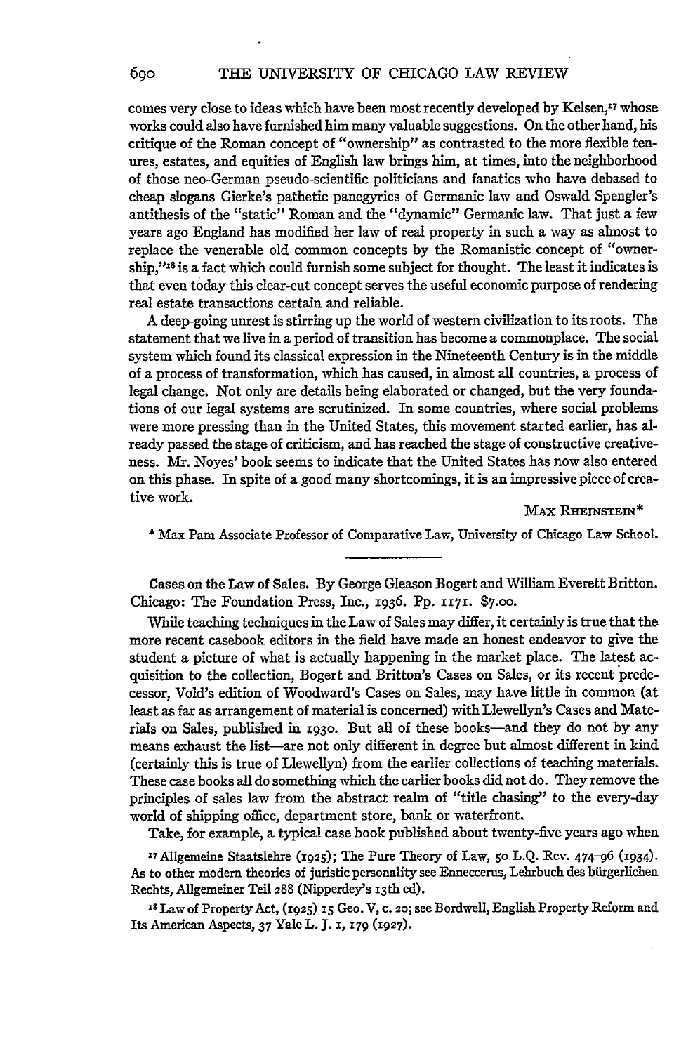comes very close to ideas which have been most recently developed by Kelsen,[17] whose works could also have furnished him many valuable suggestions. On the other hand, his critique of the Roman concept of "ownership" as contrasted to the more flexible tenures, estates, and equities of English law brings him, at times, into the neighborhood of those neo-German pseudo-scientific politicians and fanatics who have debased to cheap slogans Gierke's pathetic panegyrics of Germanic law and Oswald Spengler's antithesis of the "static" Roman and the "dynamic" Germanic law. That just a few years ago England has modified her law of real property in such a way as almost to replace the venerable old common concepts by the Romanistic concept of "ownership,"[18] is a fact which could furnish some subject for thought. The least it indicates is that even today this clear-cut concept serves the useful economic purpose of rendering real estate transactions certain and reliable.

A deep-going unrest is stirring up the world of western civilization to its roots. The statement that we live in a period of transition has become a commonplace. The social system which found its classical expression in the Nineteenth Century is in the middle of a process of transformation, which has caused, in almost all countries, a process of legal change. Not only are details being elaborated or changed, but the very foundations of our legal systems are scrutinized. In some countries, where social problems were more pressing than in the United States, this movement started earlier, has already passed the stage of criticism, and has reached the stage of constructive creativeness. Mr. Noyes' book seems to indicate that the United States has now also entered on this phase. In spite of a good many shortcomings, it is an impressive piece of creative work.

MAX RHEINSTEIN*

\* Max Pam Associate Professor of Comparative Law, University of Chicago Law School.

---

**Cases on the Law of Sales.** By George Gleason Bogert and William Everett Britton. Chicago: The Foundation Press, Inc., 1936. Pp. 1171. $7.00.

While teaching techniques in the Law of Sales may differ, it certainly is true that the more recent casebook editors in the field have made an honest endeavor to give the student a picture of what is actually happening in the market place. The latest acquisition to the collection, Bogert and Britton's Cases on Sales, or its recent predecessor, Vold's edition of Woodward's Cases on Sales, may have little in common (at least as far as arrangement of material is concerned) with Llewellyn's Cases and Materials on Sales, published in 1930. But all of these books—and they do not by any means exhaust the list—are not only different in degree but almost different in kind (certainly this is true of Llewellyn) from the earlier collections of teaching materials. These case books all do something which the earlier books did not do. They remove the principles of sales law from the abstract realm of "title chasing" to the every-day world of shipping office, department store, bank or waterfront.

Take, for example, a typical case book published about twenty-five years ago when

[17] Allgemeine Staatslehre (1925); The Pure Theory of Law, 50 L.Q. Rev. 474–96 (1934). As to other modern theories of juristic personality see Enneccerus, Lehrbuch des bürgerlichen Rechts, Allgemeiner Teil 288 (Nipperdey's 13th ed).

[18] Law of Property Act, (1925) 15 Geo. V, c. 20; see Bordwell, English Property Reform and Its American Aspects, 37 Yale L. J. 1, 179 (1927).